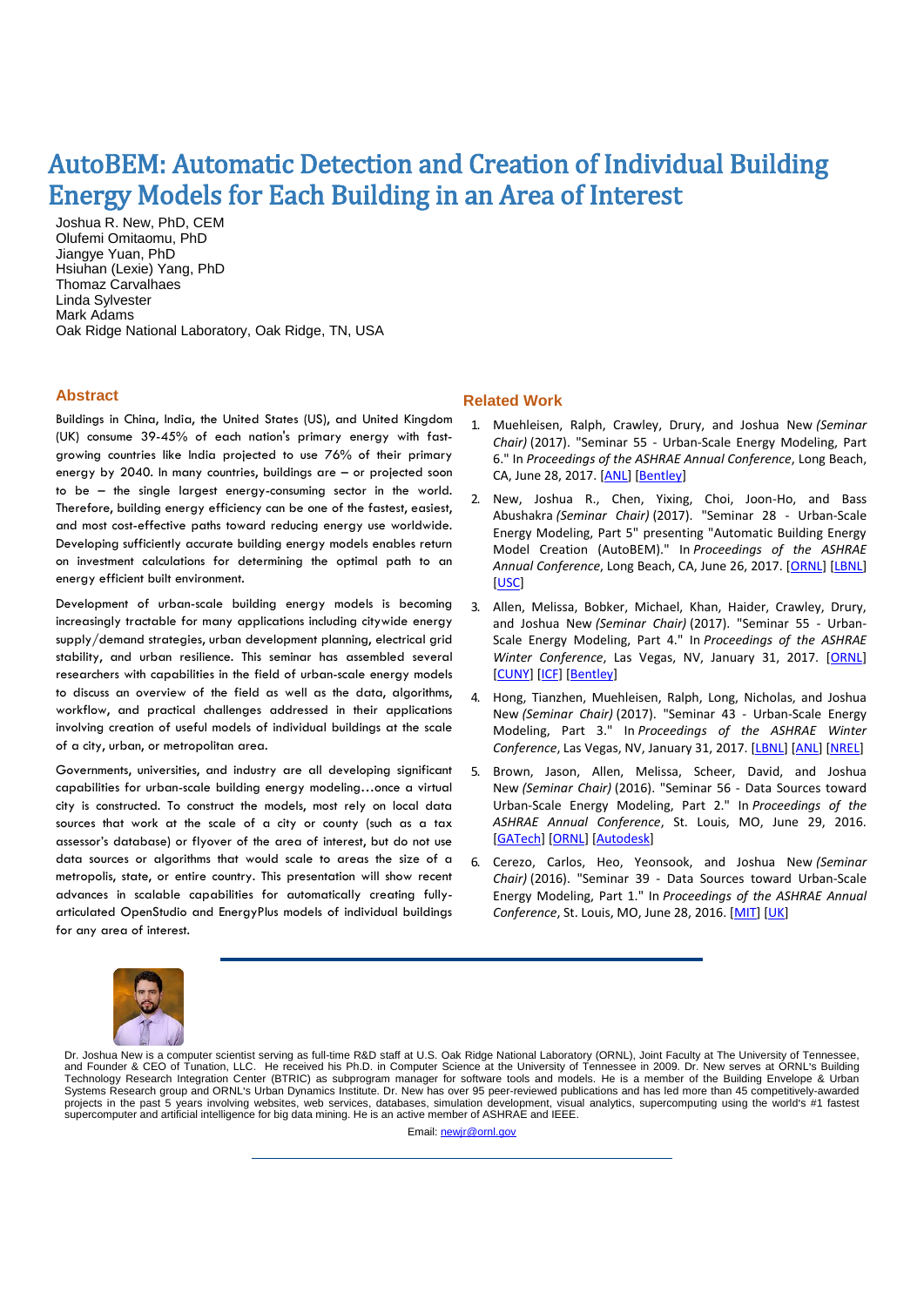# AutoBEM: Automatic Detection and Creation of Individual Building Energy Models for Each Building in an Area of Interest

Joshua R. New, PhD, CEM
Olufemi Omitaomu, PhD
Jiangye Yuan, PhD
Hsiuhan (Lexie) Yang, PhD
Thomaz Carvalhaes
Linda Sylvester
Mark Adams
Oak Ridge National Laboratory, Oak Ridge, TN, USA

## Abstract

Buildings in China, India, the United States (US), and United Kingdom (UK) consume 39-45% of each nation's primary energy with fast-growing countries like India projected to use 76% of their primary energy by 2040. In many countries, buildings are – or projected soon to be – the single largest energy-consuming sector in the world. Therefore, building energy efficiency can be one of the fastest, easiest, and most cost-effective paths toward reducing energy use worldwide. Developing sufficiently accurate building energy models enables return on investment calculations for determining the optimal path to an energy efficient built environment.

Development of urban-scale building energy models is becoming increasingly tractable for many applications including citywide energy supply/demand strategies, urban development planning, electrical grid stability, and urban resilience. This seminar has assembled several researchers with capabilities in the field of urban-scale energy models to discuss an overview of the field as well as the data, algorithms, workflow, and practical challenges addressed in their applications involving creation of useful models of individual buildings at the scale of a city, urban, or metropolitan area.

Governments, universities, and industry are all developing significant capabilities for urban-scale building energy modeling…once a virtual city is constructed. To construct the models, most rely on local data sources that work at the scale of a city or county (such as a tax assessor's database) or flyover of the area of interest, but do not use data sources or algorithms that would scale to areas the size of a metropolis, state, or entire country. This presentation will show recent advances in scalable capabilities for automatically creating fully-articulated OpenStudio and EnergyPlus models of individual buildings for any area of interest.

## Related Work

1. Muehleisen, Ralph, Crawley, Drury, and Joshua New *(Seminar Chair)* (2017). "Seminar 55 - Urban-Scale Energy Modeling, Part 6." In *Proceedings of the ASHRAE Annual Conference*, Long Beach, CA, June 28, 2017. [ANL] [Bentley]
2. New, Joshua R., Chen, Yixing, Choi, Joon-Ho, and Bass Abushakra *(Seminar Chair)* (2017). "Seminar 28 - Urban-Scale Energy Modeling, Part 5" presenting "Automatic Building Energy Model Creation (AutoBEM)." In *Proceedings of the ASHRAE Annual Conference*, Long Beach, CA, June 26, 2017. [ORNL] [LBNL] [USC]
3. Allen, Melissa, Bobker, Michael, Khan, Haider, Crawley, Drury, and Joshua New *(Seminar Chair)* (2017). "Seminar 55 - Urban-Scale Energy Modeling, Part 4." In *Proceedings of the ASHRAE Winter Conference*, Las Vegas, NV, January 31, 2017. [ORNL] [CUNY] [ICF] [Bentley]
4. Hong, Tianzhen, Muehleisen, Ralph, Long, Nicholas, and Joshua New *(Seminar Chair)* (2017). "Seminar 43 - Urban-Scale Energy Modeling, Part 3." In *Proceedings of the ASHRAE Winter Conference*, Las Vegas, NV, January 31, 2017. [LBNL] [ANL] [NREL]
5. Brown, Jason, Allen, Melissa, Scheer, David, and Joshua New *(Seminar Chair)* (2016). "Seminar 56 - Data Sources toward Urban-Scale Energy Modeling, Part 2." In *Proceedings of the ASHRAE Annual Conference*, St. Louis, MO, June 29, 2016. [GATech] [ORNL] [Autodesk]
6. Cerezo, Carlos, Heo, Yeonsook, and Joshua New *(Seminar Chair)* (2016). "Seminar 39 - Data Sources toward Urban-Scale Energy Modeling, Part 1." In *Proceedings of the ASHRAE Annual Conference*, St. Louis, MO, June 28, 2016. [MIT] [UK]

---

Dr. Joshua New is a computer scientist serving as full-time R&D staff at U.S. Oak Ridge National Laboratory (ORNL), Joint Faculty at The University of Tennessee, and Founder & CEO of Tunation, LLC. He received his Ph.D. in Computer Science at the University of Tennessee in 2009. Dr. New serves at ORNL's Building Technology Research Integration Center (BTRIC) as subprogram manager for software tools and models. He is a member of the Building Envelope & Urban Systems Research group and ORNL's Urban Dynamics Institute. Dr. New has over 95 peer-reviewed publications and has led more than 45 competitively-awarded projects in the past 5 years involving websites, web services, databases, simulation development, visual analytics, supercomputing using the world's #1 fastest supercomputer and artificial intelligence for big data mining. He is an active member of ASHRAE and IEEE.

Email: newjr@ornl.gov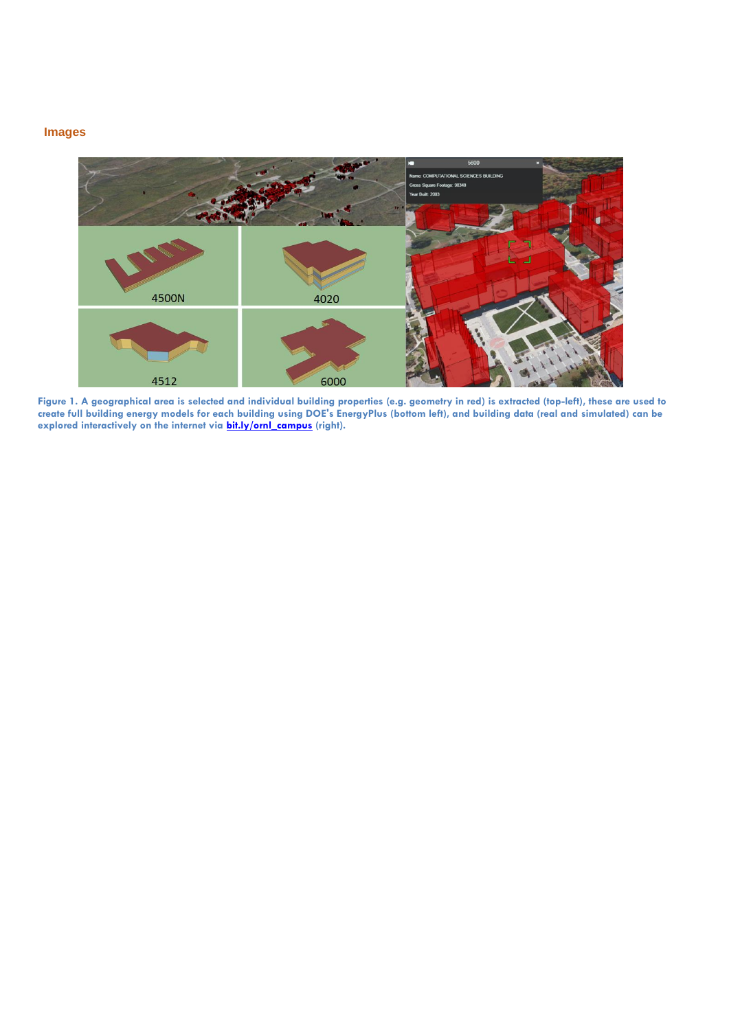## Images

Figure 1. A geographical area is selected and individual building properties (e.g. geometry in red) is extracted (top-left), these are used to create full building energy models for each building using DOE's EnergyPlus (bottom left), and building data (real and simulated) can be explored interactively on the internet via bit.ly/ornl_campus (right).